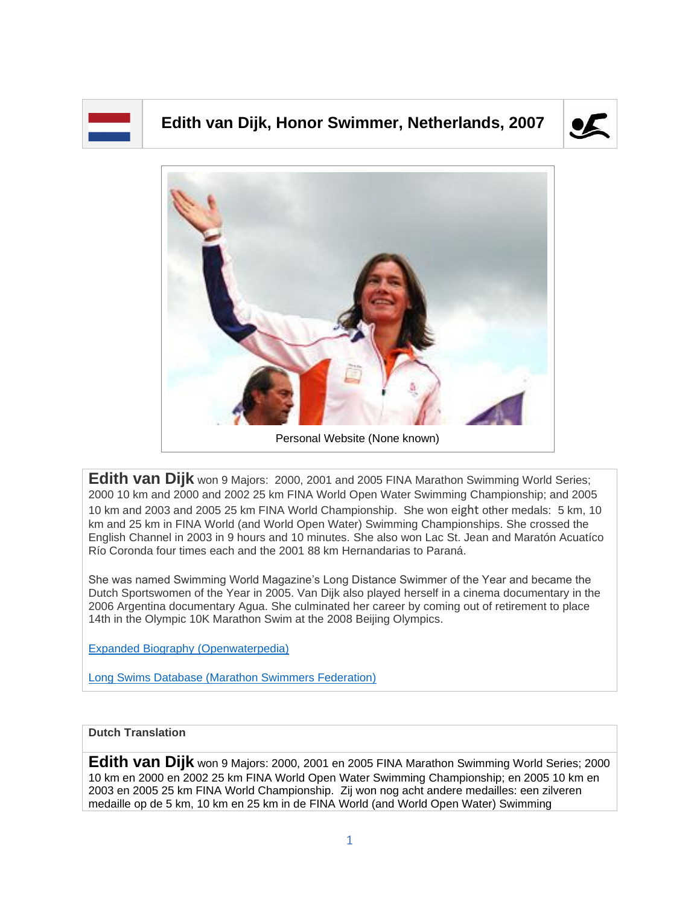# Edith van Dijk, Honor Swimmer, Netherlands, 2007

Personal Website (None known)

**Edith van Dijk** won 9 Majors: 2000, 2001 and 2005 FINA Marathon Swimming World Series; 2000 10 km and 2000 and 2002 25 km FINA World Open Water Swimming Championship; and 2005 10 km and 2003 and 2005 25 km FINA World Championship. She won eight other medals: 5 km, 10 km and 25 km in FINA World (and World Open Water) Swimming Championships. She crossed the English Channel in 2003 in 9 hours and 10 minutes. She also won Lac St. Jean and Maratón Acuatíco Río Coronda four times each and the 2001 88 km Hernandarias to Paraná.

She was named Swimming World Magazine's Long Distance Swimmer of the Year and became the Dutch Sportswomen of the Year in 2005. Van Dijk also played herself in a cinema documentary in the 2006 Argentina documentary Agua. She culminated her career by coming out of retirement to place 14th in the Olympic 10K Marathon Swim at the 2008 Beijing Olympics.

[Expanded Biography (Openwaterpedia)]

[Long Swims Database (Marathon Swimmers Federation)]

**Dutch Translation**

**Edith van Dijk** won 9 Majors: 2000, 2001 en 2005 FINA Marathon Swimming World Series; 2000 10 km en 2000 en 2002 25 km FINA World Open Water Swimming Championship; en 2005 10 km en 2003 en 2005 25 km FINA World Championship. Zij won nog acht andere medailles: een zilveren medaille op de 5 km, 10 km en 25 km in de FINA World (and World Open Water) Swimming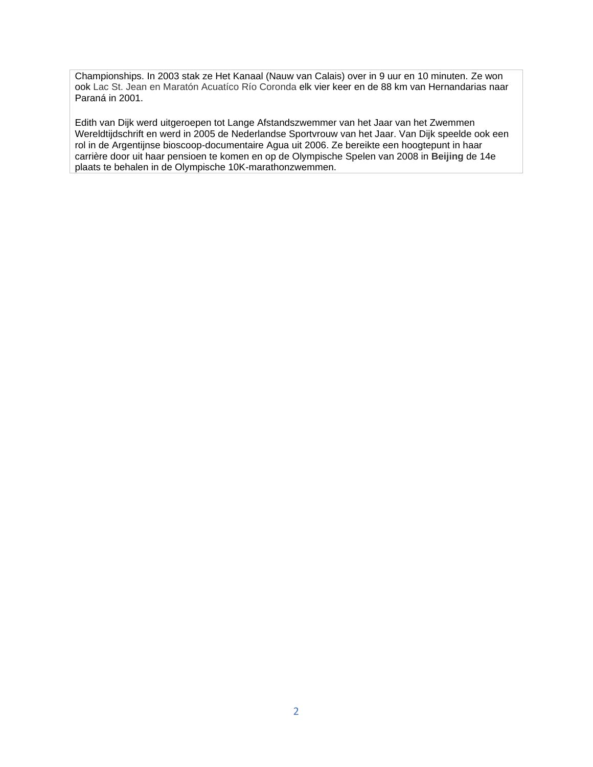Championships. In 2003 stak ze Het Kanaal (Nauw van Calais) over in 9 uur en 10 minuten. Ze won ook Lac St. Jean en Maratón Acuatíco Río Coronda elk vier keer en de 88 km van Hernandarias naar Paraná in 2001.

Edith van Dijk werd uitgeroepen tot Lange Afstandszwemmer van het Jaar van het Zwemmen Wereldtijdschrift en werd in 2005 de Nederlandse Sportvrouw van het Jaar. Van Dijk speelde ook een rol in de Argentijnse bioscoop-documentaire Agua uit 2006. Ze bereikte een hoogtepunt in haar carrière door uit haar pensioen te komen en op de Olympische Spelen van 2008 in **Beijing** de 14e plaats te behalen in de Olympische 10K-marathonzwemmen.